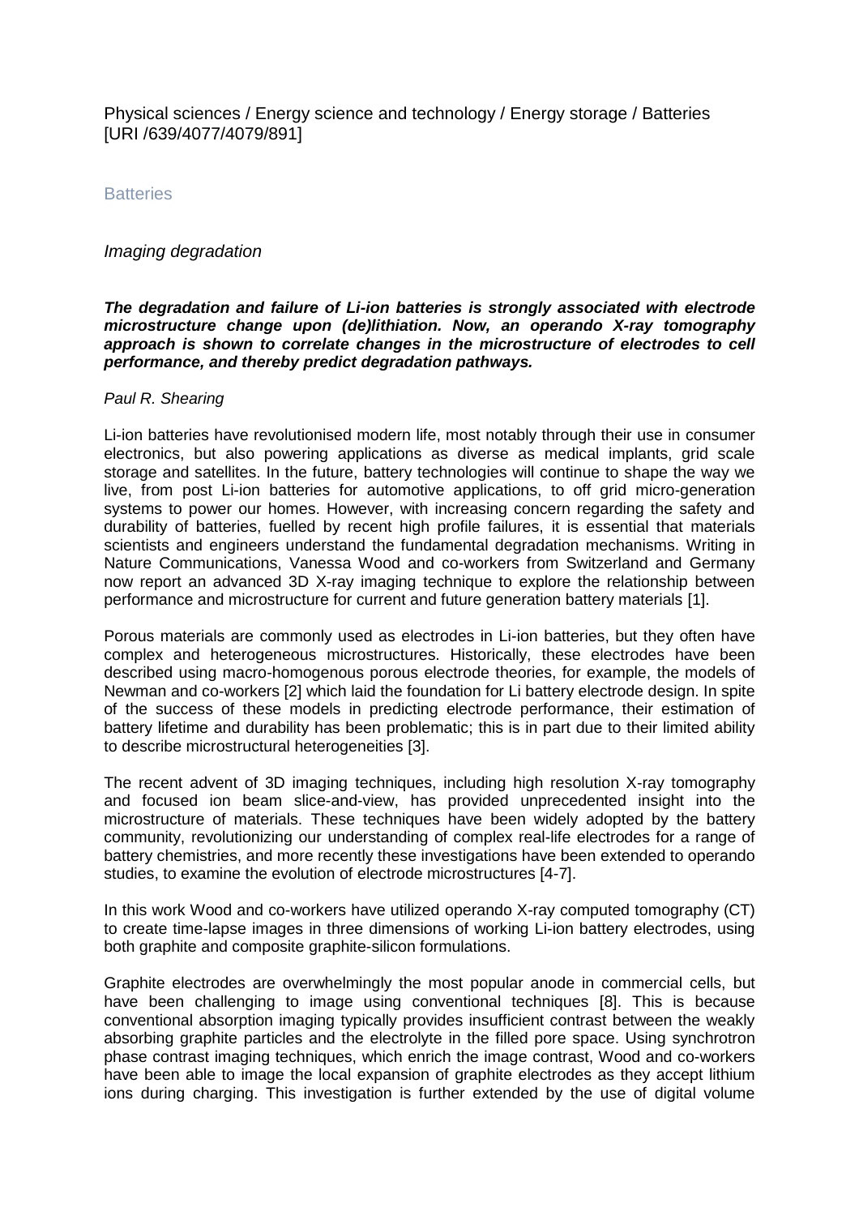Physical sciences / Energy science and technology / Energy storage / Batteries [URI /639/4077/4079/891]

Batteries

*Imaging degradation*

***The degradation and failure of Li-ion batteries is strongly associated with electrode microstructure change upon (de)lithiation. Now, an operando X-ray tomography approach is shown to correlate changes in the microstructure of electrodes to cell performance, and thereby predict degradation pathways.***

*Paul R. Shearing*

Li-ion batteries have revolutionised modern life, most notably through their use in consumer electronics, but also powering applications as diverse as medical implants, grid scale storage and satellites. In the future, battery technologies will continue to shape the way we live, from post Li-ion batteries for automotive applications, to off grid micro-generation systems to power our homes. However, with increasing concern regarding the safety and durability of batteries, fuelled by recent high profile failures, it is essential that materials scientists and engineers understand the fundamental degradation mechanisms. Writing in Nature Communications, Vanessa Wood and co-workers from Switzerland and Germany now report an advanced 3D X-ray imaging technique to explore the relationship between performance and microstructure for current and future generation battery materials [1].

Porous materials are commonly used as electrodes in Li-ion batteries, but they often have complex and heterogeneous microstructures. Historically, these electrodes have been described using macro-homogenous porous electrode theories, for example, the models of Newman and co-workers [2] which laid the foundation for Li battery electrode design. In spite of the success of these models in predicting electrode performance, their estimation of battery lifetime and durability has been problematic; this is in part due to their limited ability to describe microstructural heterogeneities [3].

The recent advent of 3D imaging techniques, including high resolution X-ray tomography and focused ion beam slice-and-view, has provided unprecedented insight into the microstructure of materials. These techniques have been widely adopted by the battery community, revolutionizing our understanding of complex real-life electrodes for a range of battery chemistries, and more recently these investigations have been extended to operando studies, to examine the evolution of electrode microstructures [4-7].

In this work Wood and co-workers have utilized operando X-ray computed tomography (CT) to create time-lapse images in three dimensions of working Li-ion battery electrodes, using both graphite and composite graphite-silicon formulations.

Graphite electrodes are overwhelmingly the most popular anode in commercial cells, but have been challenging to image using conventional techniques [8]. This is because conventional absorption imaging typically provides insufficient contrast between the weakly absorbing graphite particles and the electrolyte in the filled pore space. Using synchrotron phase contrast imaging techniques, which enrich the image contrast, Wood and co-workers have been able to image the local expansion of graphite electrodes as they accept lithium ions during charging. This investigation is further extended by the use of digital volume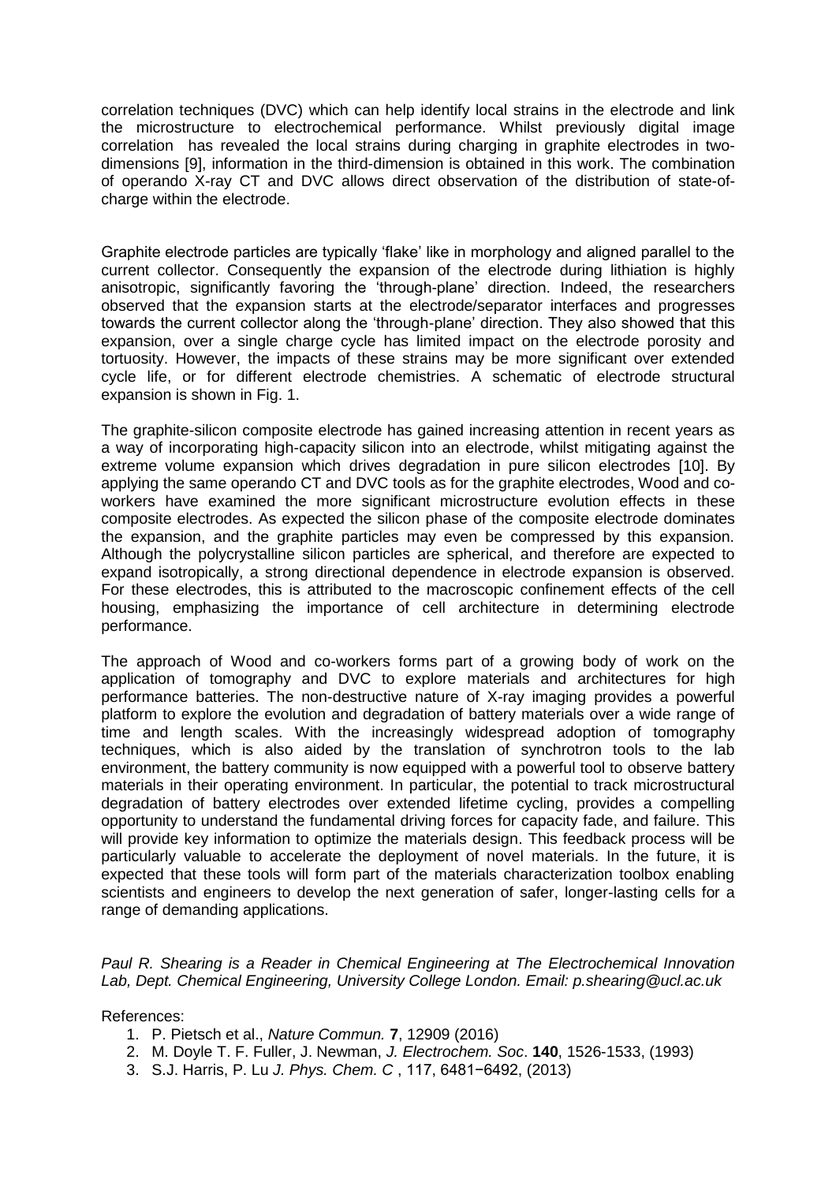correlation techniques (DVC) which can help identify local strains in the electrode and link the microstructure to electrochemical performance. Whilst previously digital image correlation has revealed the local strains during charging in graphite electrodes in two-dimensions [9], information in the third-dimension is obtained in this work. The combination of operando X-ray CT and DVC allows direct observation of the distribution of state-of-charge within the electrode.

Graphite electrode particles are typically 'flake' like in morphology and aligned parallel to the current collector. Consequently the expansion of the electrode during lithiation is highly anisotropic, significantly favoring the 'through-plane' direction. Indeed, the researchers observed that the expansion starts at the electrode/separator interfaces and progresses towards the current collector along the 'through-plane' direction. They also showed that this expansion, over a single charge cycle has limited impact on the electrode porosity and tortuosity. However, the impacts of these strains may be more significant over extended cycle life, or for different electrode chemistries. A schematic of electrode structural expansion is shown in Fig. 1.

The graphite-silicon composite electrode has gained increasing attention in recent years as a way of incorporating high-capacity silicon into an electrode, whilst mitigating against the extreme volume expansion which drives degradation in pure silicon electrodes [10]. By applying the same operando CT and DVC tools as for the graphite electrodes, Wood and co-workers have examined the more significant microstructure evolution effects in these composite electrodes. As expected the silicon phase of the composite electrode dominates the expansion, and the graphite particles may even be compressed by this expansion. Although the polycrystalline silicon particles are spherical, and therefore are expected to expand isotropically, a strong directional dependence in electrode expansion is observed. For these electrodes, this is attributed to the macroscopic confinement effects of the cell housing, emphasizing the importance of cell architecture in determining electrode performance.

The approach of Wood and co-workers forms part of a growing body of work on the application of tomography and DVC to explore materials and architectures for high performance batteries. The non-destructive nature of X-ray imaging provides a powerful platform to explore the evolution and degradation of battery materials over a wide range of time and length scales. With the increasingly widespread adoption of tomography techniques, which is also aided by the translation of synchrotron tools to the lab environment, the battery community is now equipped with a powerful tool to observe battery materials in their operating environment. In particular, the potential to track microstructural degradation of battery electrodes over extended lifetime cycling, provides a compelling opportunity to understand the fundamental driving forces for capacity fade, and failure. This will provide key information to optimize the materials design. This feedback process will be particularly valuable to accelerate the deployment of novel materials. In the future, it is expected that these tools will form part of the materials characterization toolbox enabling scientists and engineers to develop the next generation of safer, longer-lasting cells for a range of demanding applications.

*Paul R. Shearing is a Reader in Chemical Engineering at The Electrochemical Innovation Lab, Dept. Chemical Engineering, University College London. Email: p.shearing@ucl.ac.uk*

References:

1. P. Pietsch et al., *Nature Commun.* **7**, 12909 (2016)
2. M. Doyle T. F. Fuller, J. Newman, *J. Electrochem. Soc*. **140**, 1526-1533, (1993)
3. S.J. Harris, P. Lu *J. Phys. Chem. C* , 117, 6481−6492, (2013)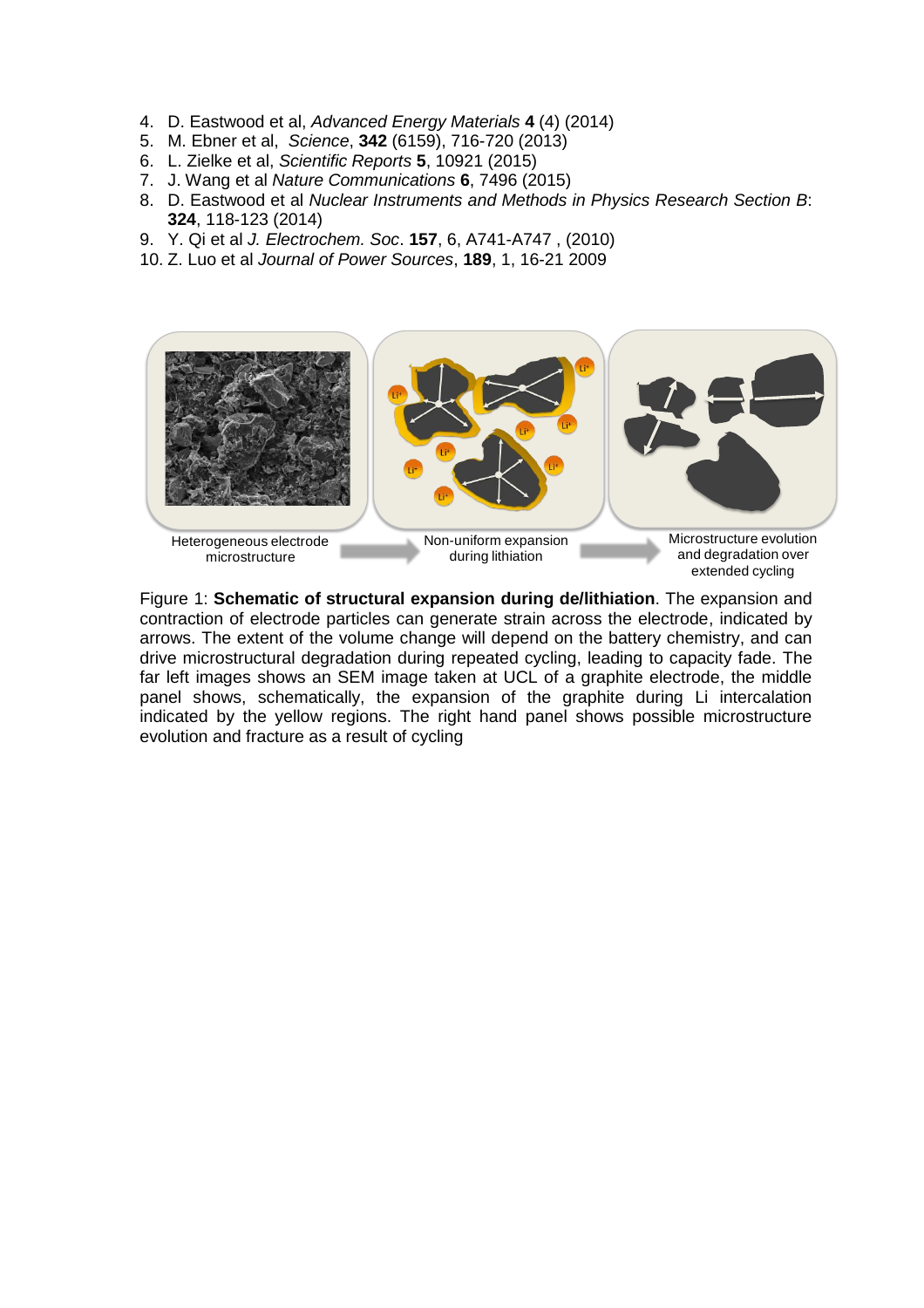4. D. Eastwood et al, *Advanced Energy Materials* **4** (4) (2014)
5. M. Ebner et al, *Science*, **342** (6159), 716-720 (2013)
6. L. Zielke et al, *Scientific Reports* **5**, 10921 (2015)
7. J. Wang et al *Nature Communications* **6**, 7496 (2015)
8. D. Eastwood et al *Nuclear Instruments and Methods in Physics Research Section B*: **324**, 118-123 (2014)
9. Y. Qi et al *J. Electrochem. Soc*. **157**, 6, A741-A747 , (2010)
10. Z. Luo et al *Journal of Power Sources*, **189**, 1, 16-21 2009

Heterogeneous electrode microstructure

Non-uniform expansion during lithiation

Microstructure evolution and degradation over extended cycling

Figure 1: **Schematic of structural expansion during de/lithiation**. The expansion and contraction of electrode particles can generate strain across the electrode, indicated by arrows. The extent of the volume change will depend on the battery chemistry, and can drive microstructural degradation during repeated cycling, leading to capacity fade. The far left images shows an SEM image taken at UCL of a graphite electrode, the middle panel shows, schematically, the expansion of the graphite during Li intercalation indicated by the yellow regions. The right hand panel shows possible microstructure evolution and fracture as a result of cycling